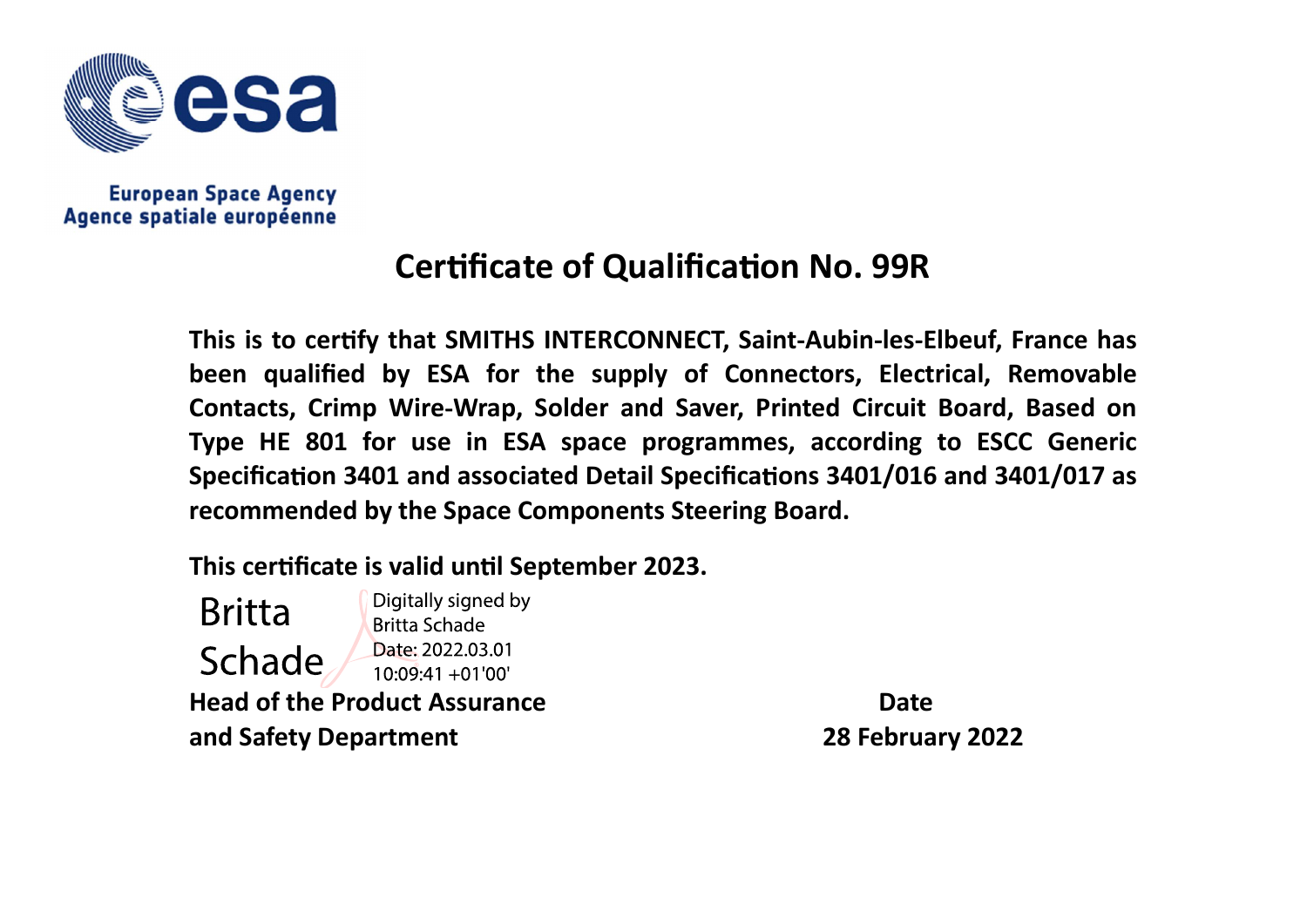European Space Agency
Agence spatiale européenne

# Certificate of Qualification No. 99R

**This is to certify that SMITHS INTERCONNECT, Saint-Aubin-les-Elbeuf, France has been qualified by ESA for the supply of Connectors, Electrical, Removable Contacts, Crimp Wire-Wrap, Solder and Saver, Printed Circuit Board, Based on Type HE 801 for use in ESA space programmes, according to ESCC Generic Specification 3401 and associated Detail Specifications 3401/016 and 3401/017 as recommended by the Space Components Steering Board.**

**This certificate is valid until September 2023.**

Britta Schade

Digitally signed by Britta Schade
Date: 2022.03.01 10:09:41 +01'00'

**Head of the Product Assurance and Safety Department**

**Date**
**28 February 2022**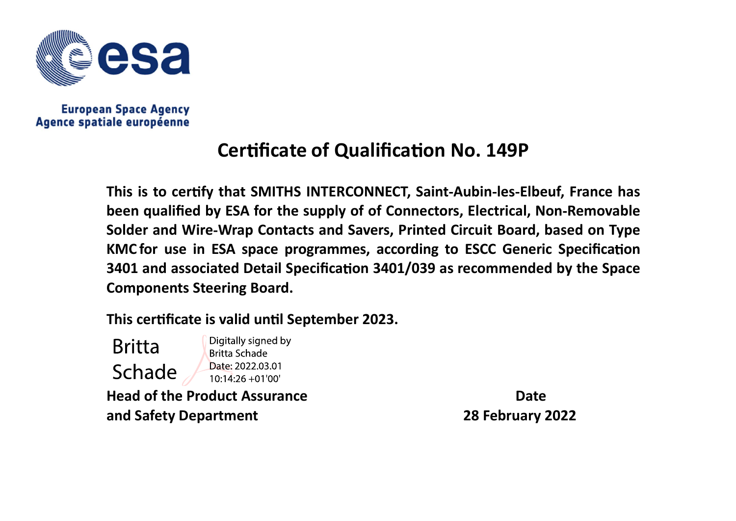European Space Agency
Agence spatiale européenne

# Certificate of Qualification No. 149P

**This is to certify that SMITHS INTERCONNECT, Saint-Aubin-les-Elbeuf, France has been qualified by ESA for the supply of of Connectors, Electrical, Non-Removable Solder and Wire-Wrap Contacts and Savers, Printed Circuit Board, based on Type KMC for use in ESA space programmes, according to ESCC Generic Specification 3401 and associated Detail Specification 3401/039 as recommended by the Space Components Steering Board.**

**This certificate is valid until September 2023.**

Britta Schade

Digitally signed by Britta Schade
Date: 2022.03.01 10:14:26 +01'00'

**Head of the Product Assurance and Safety Department**

**Date**
**28 February 2022**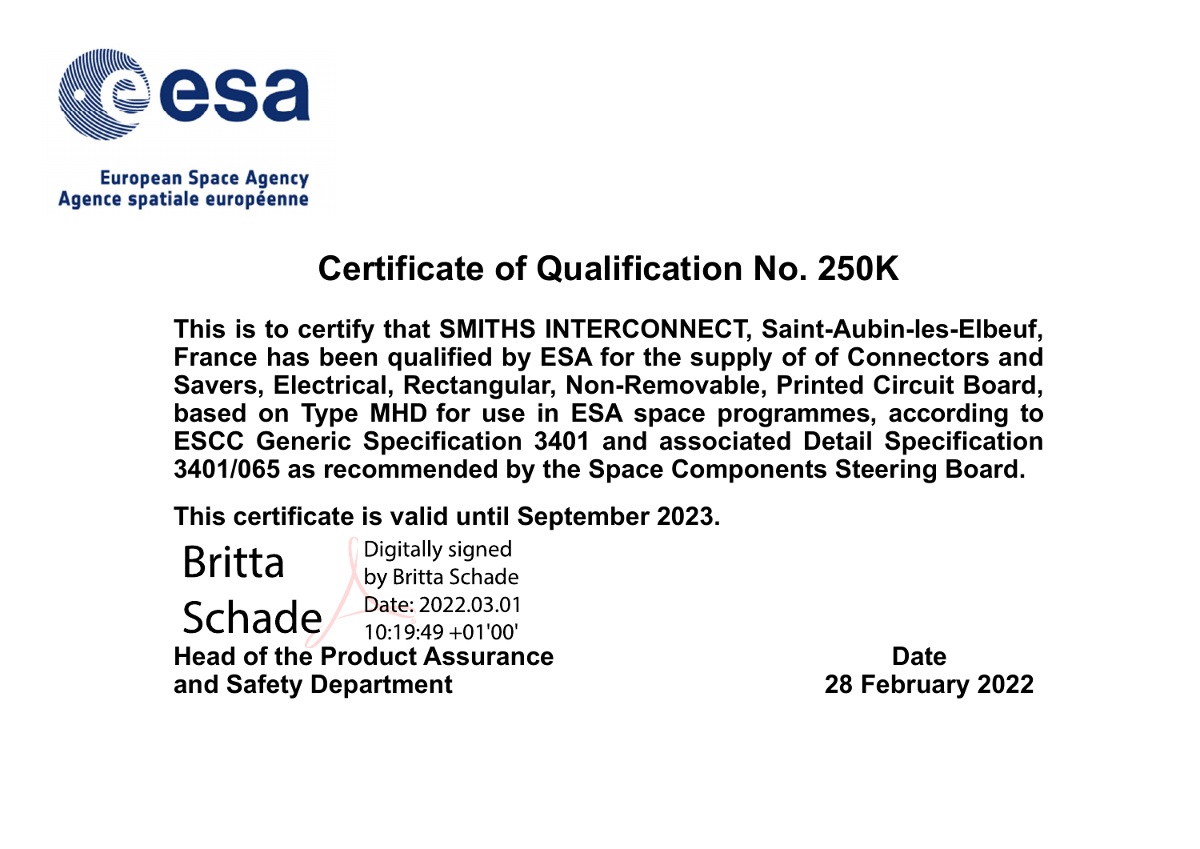European Space Agency
Agence spatiale européenne

# Certificate of Qualification No. 250K

**This is to certify that SMITHS INTERCONNECT, Saint-Aubin-les-Elbeuf, France has been qualified by ESA for the supply of of Connectors and Savers, Electrical, Rectangular, Non-Removable, Printed Circuit Board, based on Type MHD for use in ESA space programmes, according to ESCC Generic Specification 3401 and associated Detail Specification 3401/065 as recommended by the Space Components Steering Board.**

**This certificate is valid until September 2023.**

Britta Schade

Digitally signed by Britta Schade
Date: 2022.03.01 10:19:49 +01'00'

**Head of the Product Assurance and Safety Department**

**Date**
**28 February 2022**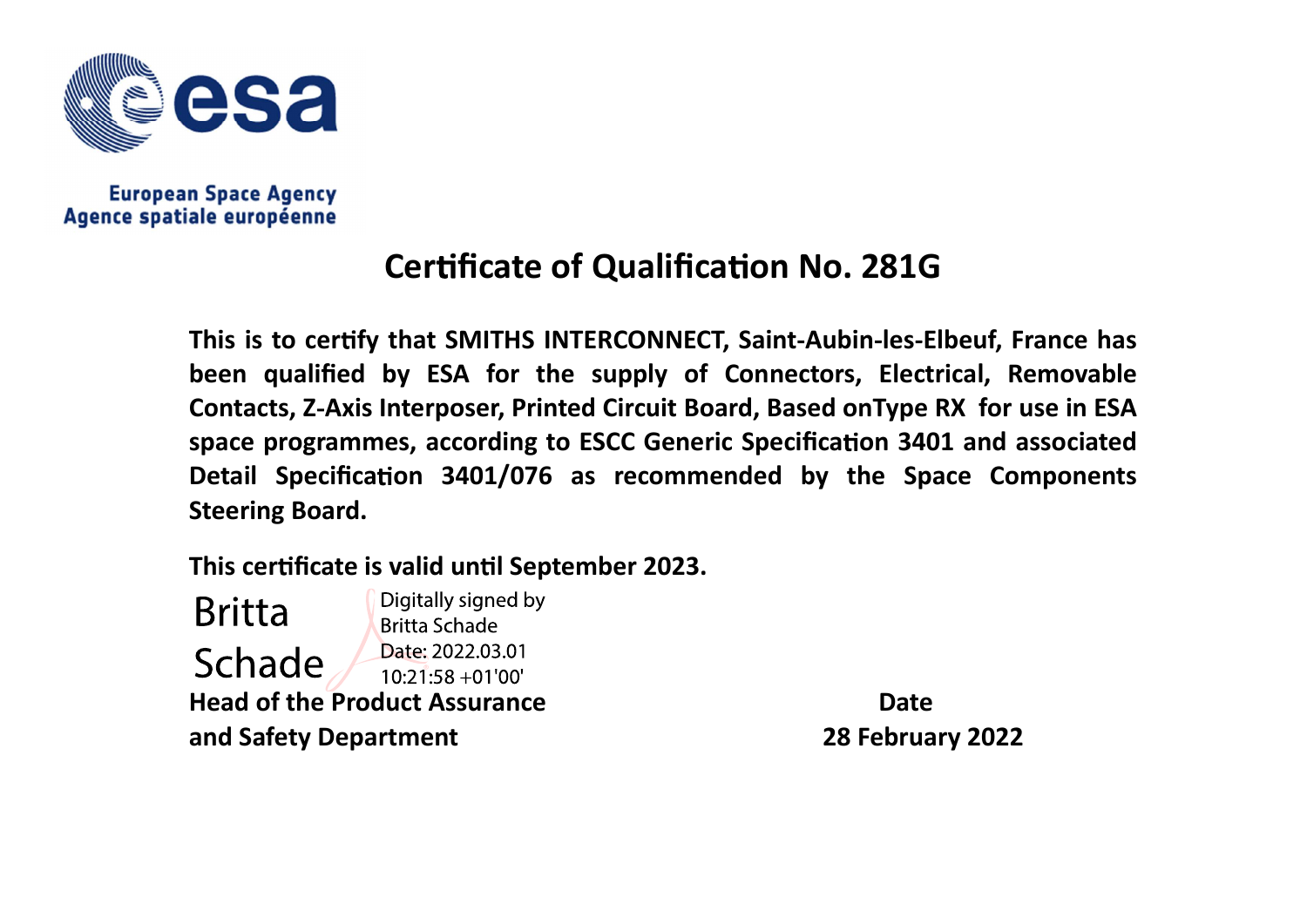European Space Agency
Agence spatiale européenne

# Certificate of Qualification No. 281G

**This is to certify that SMITHS INTERCONNECT, Saint-Aubin-les-Elbeuf, France has been qualified by ESA for the supply of Connectors, Electrical, Removable Contacts, Z-Axis Interposer, Printed Circuit Board, Based onType RX for use in ESA space programmes, according to ESCC Generic Specification 3401 and associated Detail Specification 3401/076 as recommended by the Space Components Steering Board.**

**This certificate is valid until September 2023.**

Britta Schade

Digitally signed by Britta Schade
Date: 2022.03.01 10:21:58 +01'00'

**Head of the Product Assurance and Safety Department**

**Date**
**28 February 2022**